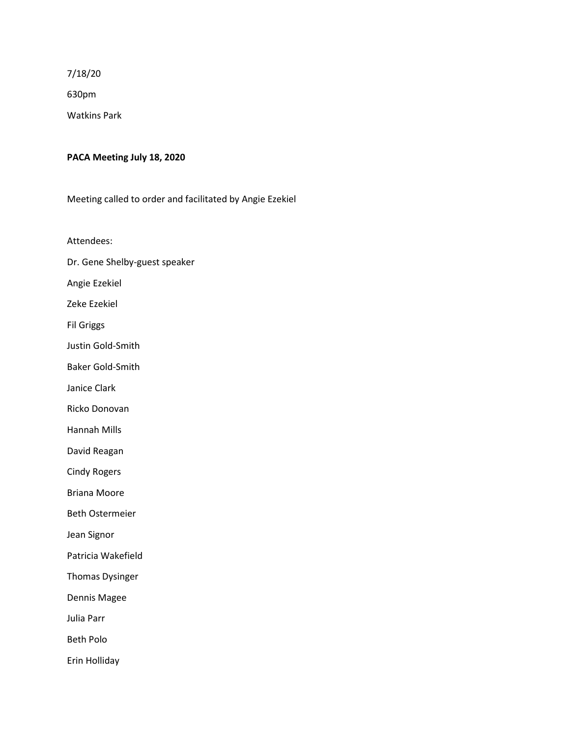7/18/20

630pm

Watkins Park

**PACA Meeting July 18, 2020**

Meeting called to order and facilitated by Angie Ezekiel

Attendees:

Dr. Gene Shelby-guest speaker

Angie Ezekiel

Zeke Ezekiel

Fil Griggs

Justin Gold-Smith

Baker Gold-Smith

Janice Clark

Ricko Donovan

Hannah Mills

David Reagan

Cindy Rogers

Briana Moore

Beth Ostermeier

Jean Signor

Patricia Wakefield

Thomas Dysinger

Dennis Magee

Julia Parr

Beth Polo

Erin Holliday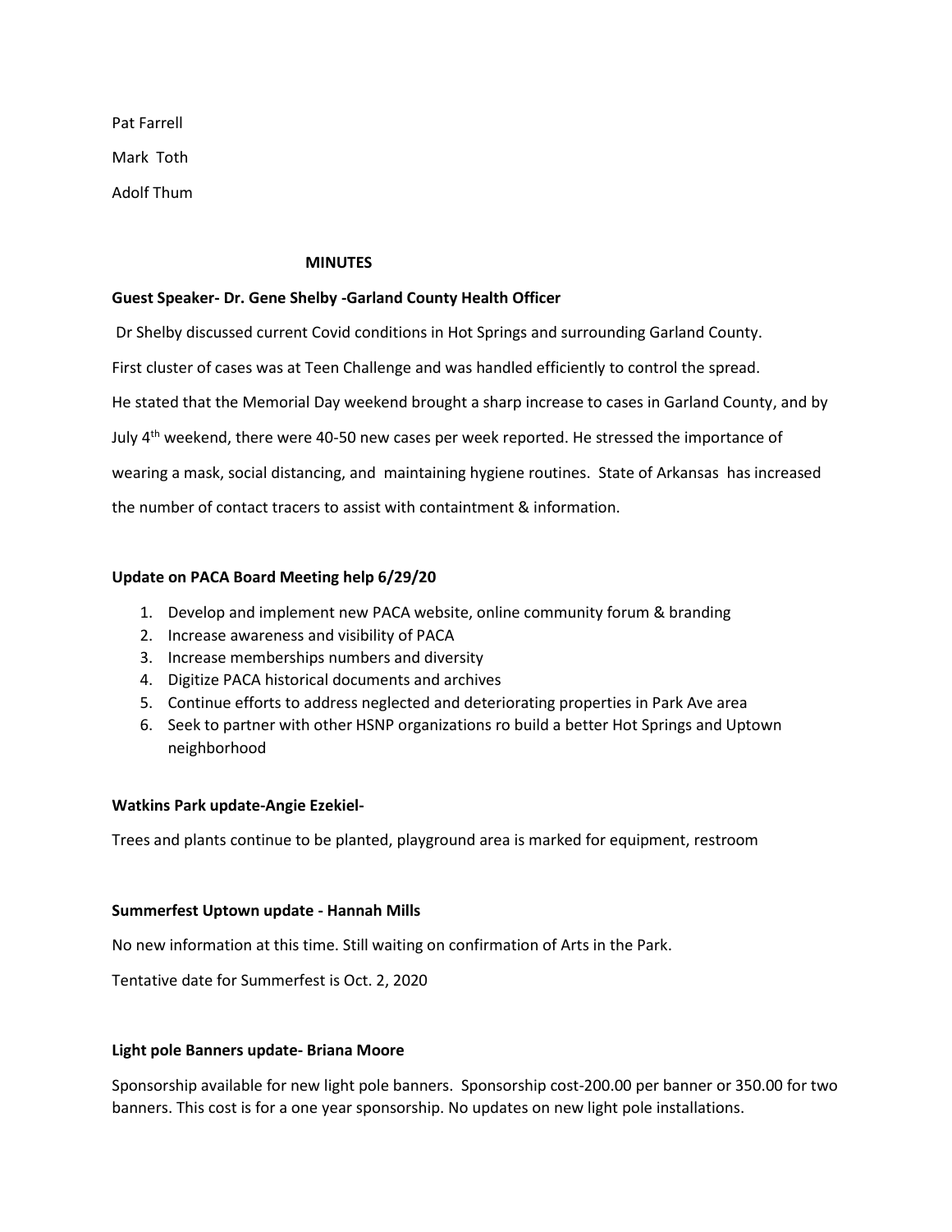Pat Farrell

Mark Toth

Adolf Thum

**MINUTES**

**Guest Speaker- Dr. Gene Shelby -Garland County Health Officer**

Dr Shelby discussed current Covid conditions in Hot Springs and surrounding Garland County.

First cluster of cases was at Teen Challenge and was handled efficiently to control the spread.

He stated that the Memorial Day weekend brought a sharp increase to cases in Garland County, and by July 4th weekend, there were 40-50 new cases per week reported. He stressed the importance of wearing a mask, social distancing, and maintaining hygiene routines. State of Arkansas has increased the number of contact tracers to assist with containtment & information.

**Update on PACA Board Meeting help 6/29/20**

1. Develop and implement new PACA website, online community forum & branding
2. Increase awareness and visibility of PACA
3. Increase memberships numbers and diversity
4. Digitize PACA historical documents and archives
5. Continue efforts to address neglected and deteriorating properties in Park Ave area
6. Seek to partner with other HSNP organizations ro build a better Hot Springs and Uptown neighborhood

**Watkins Park update-Angie Ezekiel-**

Trees and plants continue to be planted, playground area is marked for equipment, restroom

**Summerfest Uptown update - Hannah Mills**

No new information at this time. Still waiting on confirmation of Arts in the Park.

Tentative date for Summerfest is Oct. 2, 2020

**Light pole Banners update- Briana Moore**

Sponsorship available for new light pole banners. Sponsorship cost-200.00 per banner or 350.00 for two banners. This cost is for a one year sponsorship. No updates on new light pole installations.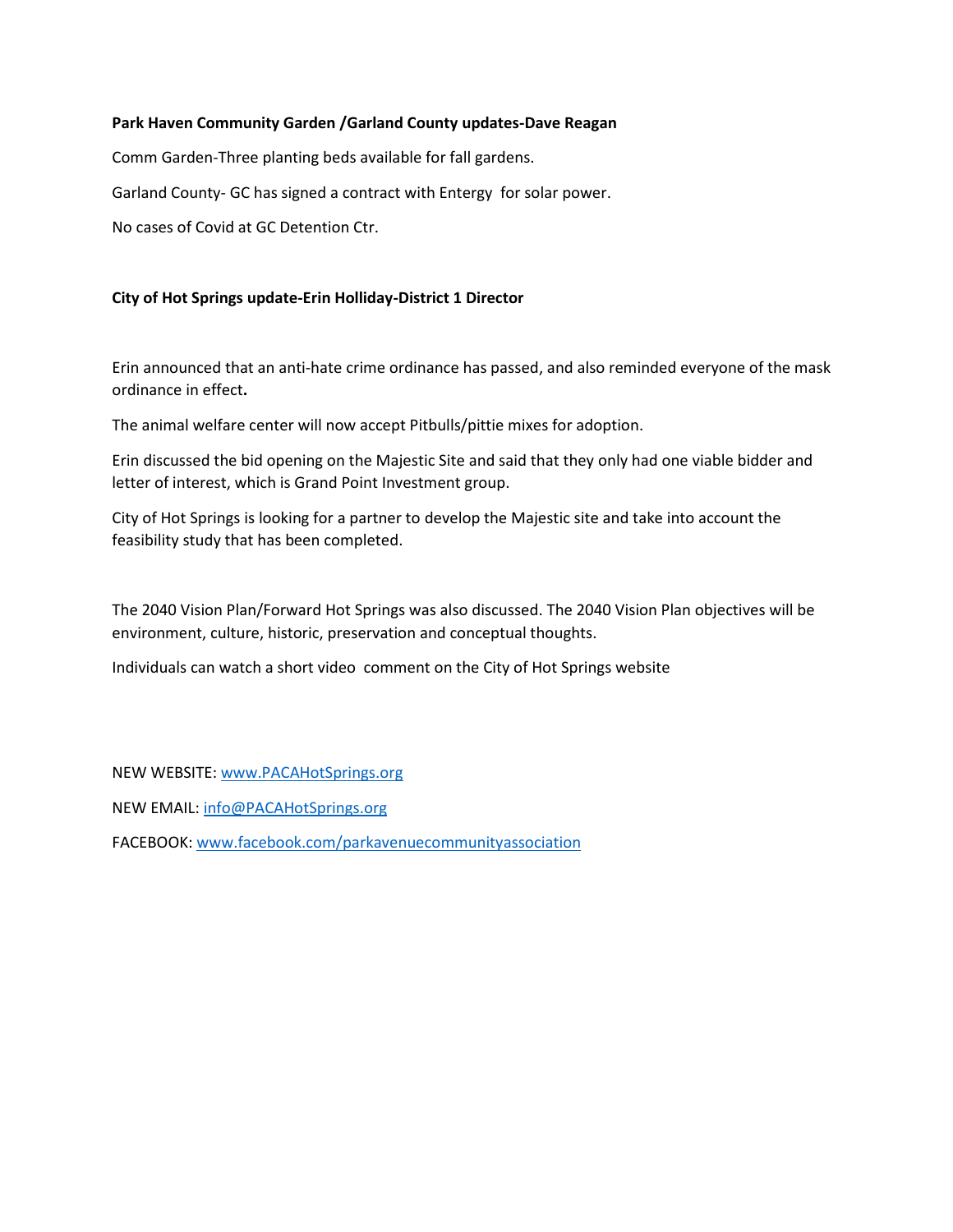**Park Haven Community Garden /Garland County updates-Dave Reagan**

Comm Garden-Three planting beds available for fall gardens.

Garland County- GC has signed a contract with Entergy for solar power.

No cases of Covid at GC Detention Ctr.

**City of Hot Springs update-Erin Holliday-District 1 Director**

Erin announced that an anti-hate crime ordinance has passed, and also reminded everyone of the mask ordinance in effect**.**

The animal welfare center will now accept Pitbulls/pittie mixes for adoption.

Erin discussed the bid opening on the Majestic Site and said that they only had one viable bidder and letter of interest, which is Grand Point Investment group.

City of Hot Springs is looking for a partner to develop the Majestic site and take into account the feasibility study that has been completed.

The 2040 Vision Plan/Forward Hot Springs was also discussed. The 2040 Vision Plan objectives will be environment, culture, historic, preservation and conceptual thoughts.

Individuals can watch a short video comment on the City of Hot Springs website

NEW WEBSITE: www.PACAHotSprings.org

NEW EMAIL: info@PACAHotSprings.org

FACEBOOK: www.facebook.com/parkavenuecommunityassociation